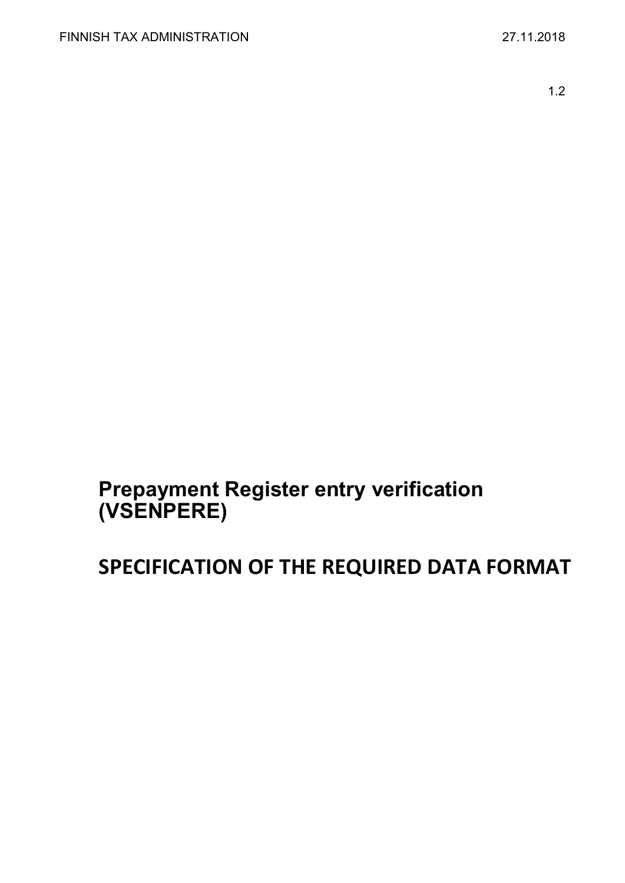FINNISH TAX ADMINISTRATION 27.11.2018

1.2

# Prepayment Register entry verification (VSENPERE)

# SPECIFICATION OF THE REQUIRED DATA FORMAT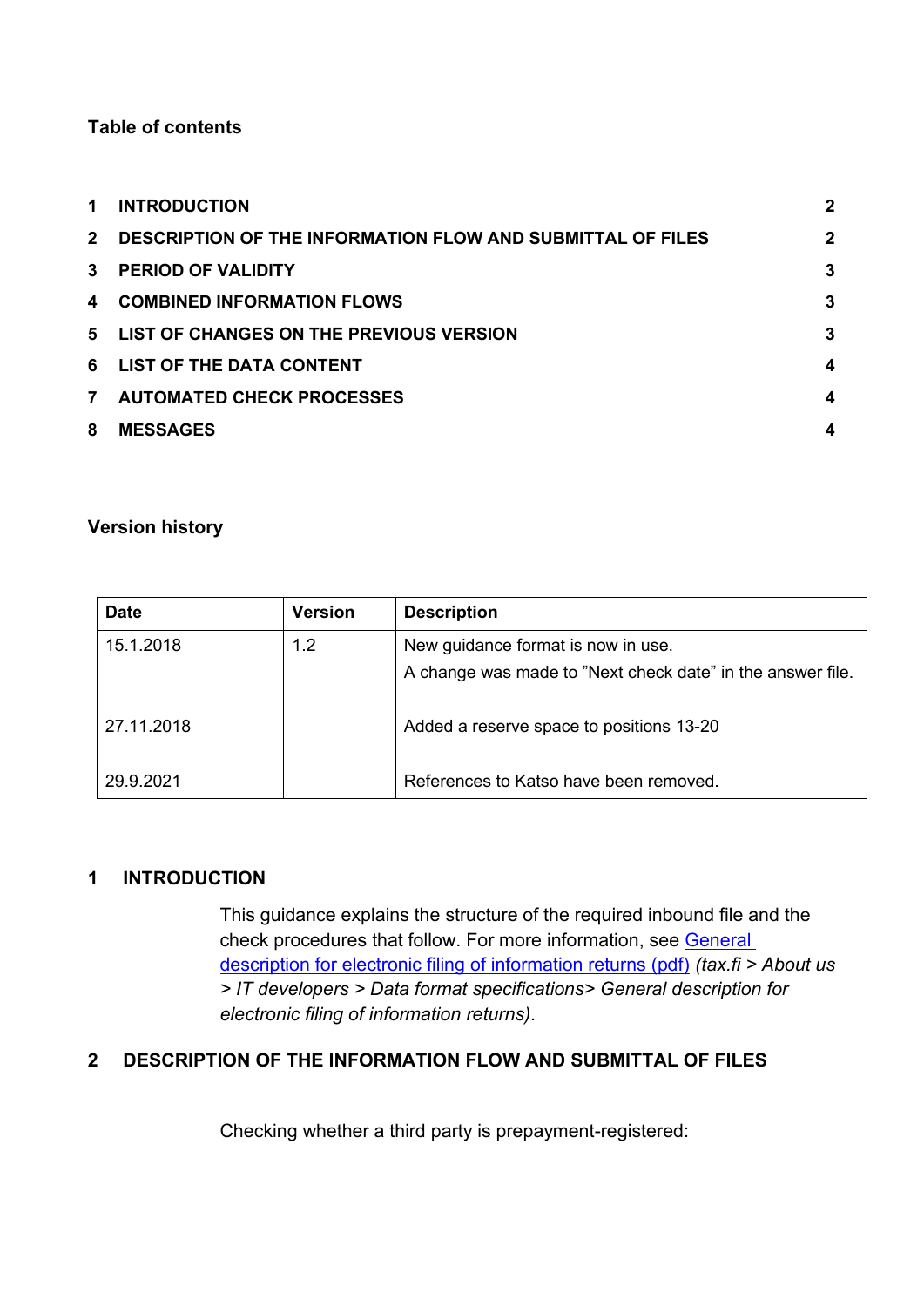**Table of contents**

| | | |
|---|---|---|
| 1 | INTRODUCTION | 2 |
| 2 | DESCRIPTION OF THE INFORMATION FLOW AND SUBMITTAL OF FILES | 2 |
| 3 | PERIOD OF VALIDITY | 3 |
| 4 | COMBINED INFORMATION FLOWS | 3 |
| 5 | LIST OF CHANGES ON THE PREVIOUS VERSION | 3 |
| 6 | LIST OF THE DATA CONTENT | 4 |
| 7 | AUTOMATED CHECK PROCESSES | 4 |
| 8 | MESSAGES | 4 |

**Version history**

| Date | Version | Description |
|---|---|---|
| 15.1.2018 | 1.2 | New guidance format is now in use.<br>A change was made to "Next check date" in the answer file. |
| 27.11.2018 | | Added a reserve space to positions 13-20 |
| 29.9.2021 | | References to Katso have been removed. |

# 1 INTRODUCTION

This guidance explains the structure of the required inbound file and the check procedures that follow. For more information, see General description for electronic filing of information returns (pdf) *(tax.fi > About us > IT developers > Data format specifications> General description for electronic filing of information returns)*.

# 2 DESCRIPTION OF THE INFORMATION FLOW AND SUBMITTAL OF FILES

Checking whether a third party is prepayment-registered: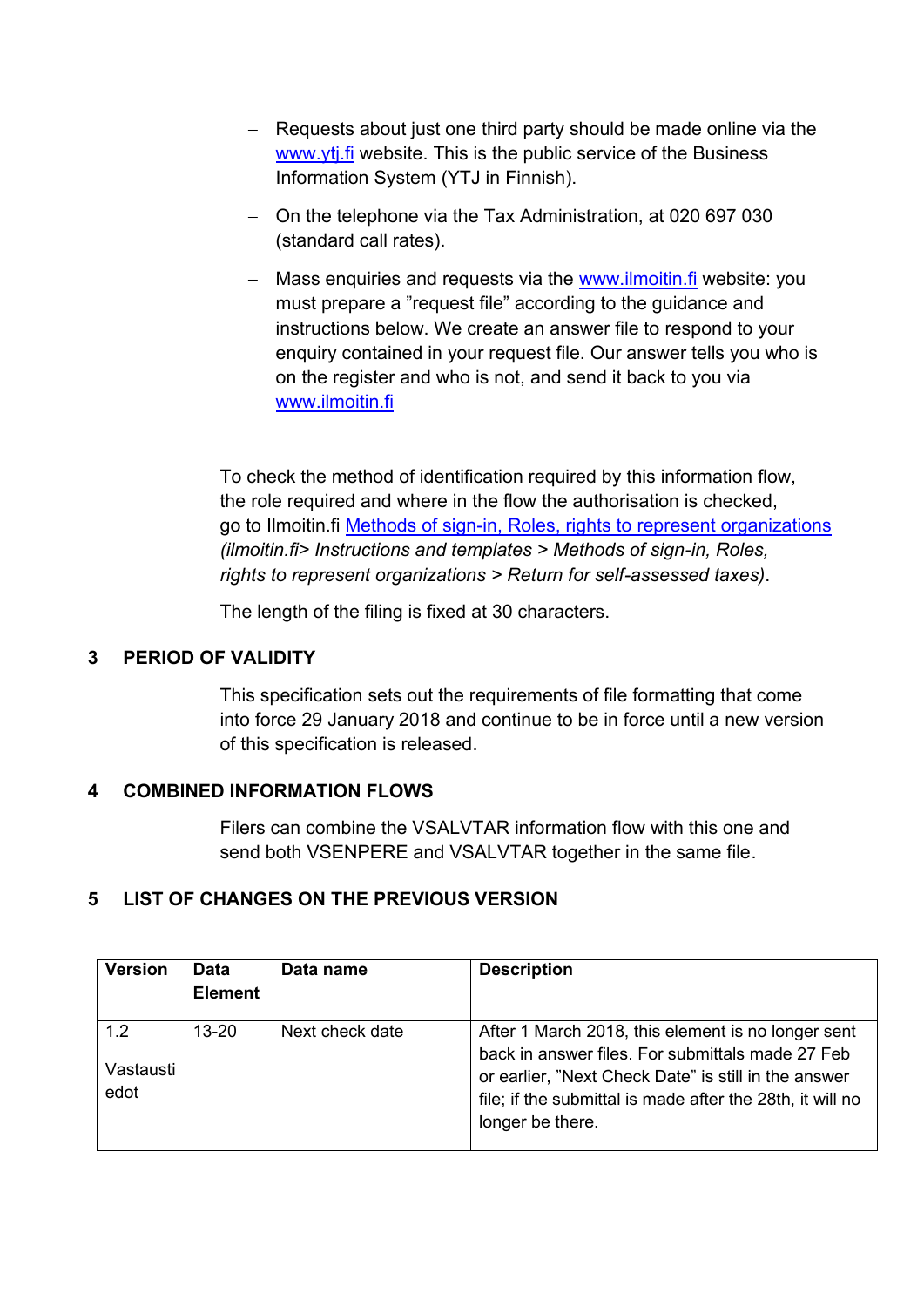- Requests about just one third party should be made online via the [www.ytj.fi](www.ytj.fi) website. This is the public service of the Business Information System (YTJ in Finnish).
- On the telephone via the Tax Administration, at 020 697 030 (standard call rates).
- Mass enquiries and requests via the [www.ilmoitin.fi](www.ilmoitin.fi) website: you must prepare a ”request file” according to the guidance and instructions below. We create an answer file to respond to your enquiry contained in your request file. Our answer tells you who is on the register and who is not, and send it back to you via [www.ilmoitin.fi](www.ilmoitin.fi)

To check the method of identification required by this information flow, the role required and where in the flow the authorisation is checked, go to Ilmoitin.fi Methods of sign-in, Roles, rights to represent organizations *(ilmoitin.fi> Instructions and templates > Methods of sign-in, Roles, rights to represent organizations > Return for self-assessed taxes)*.

The length of the filing is fixed at 30 characters.

## 3 PERIOD OF VALIDITY

This specification sets out the requirements of file formatting that come into force 29 January 2018 and continue to be in force until a new version of this specification is released.

## 4 COMBINED INFORMATION FLOWS

Filers can combine the VSALVTAR information flow with this one and send both VSENPERE and VSALVTAR together in the same file.

## 5 LIST OF CHANGES ON THE PREVIOUS VERSION

| Version | Data Element | Data name | Description |
|---|---|---|---|
| 1.2<br>Vastaustiedot | 13-20 | Next check date | After 1 March 2018, this element is no longer sent back in answer files. For submittals made 27 Feb or earlier, ”Next Check Date” is still in the answer file; if the submittal is made after the 28th, it will no longer be there. |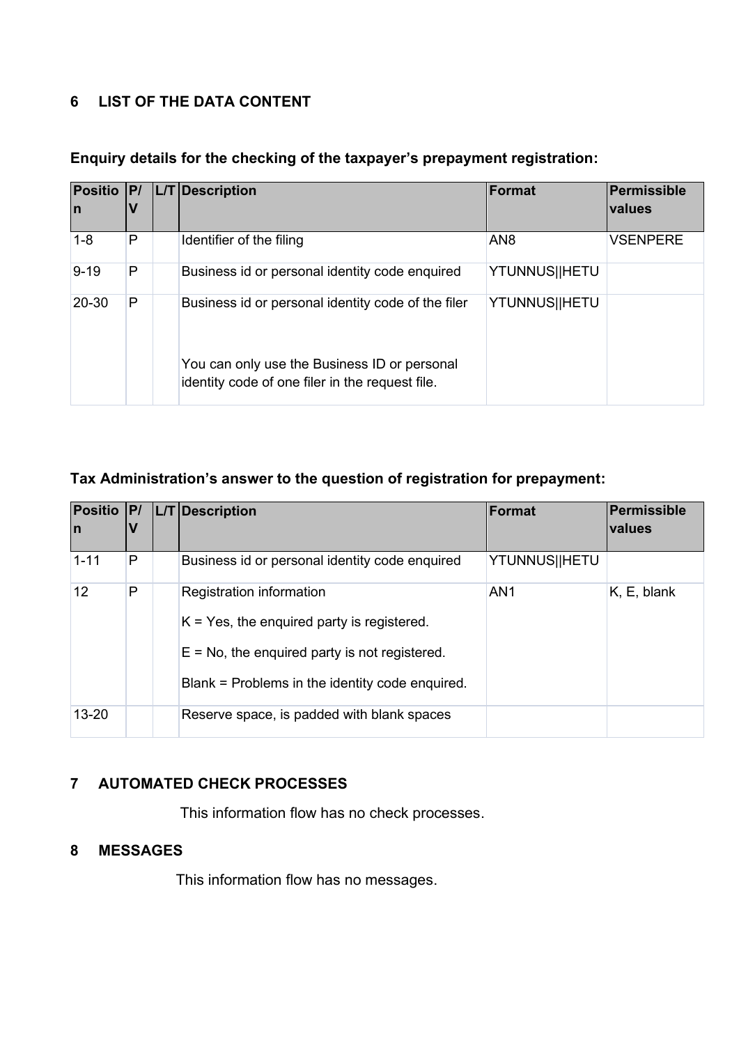## 6 LIST OF THE DATA CONTENT

**Enquiry details for the checking of the taxpayer's prepayment registration:**

| Position | P/V | L/T | Description | Format | Permissible values |
|---|---|---|---|---|---|
| 1-8 | P | | Identifier of the filing | AN8 | VSENPERE |
| 9-19 | P | | Business id or personal identity code enquired | YTUNNUS\|\|HETU | |
| 20-30 | P | | Business id or personal identity code of the filer<br><br>You can only use the Business ID or personal identity code of one filer in the request file. | YTUNNUS\|\|HETU | |

**Tax Administration's answer to the question of registration for prepayment:**

| Position | P/V | L/T | Description | Format | Permissible values |
|---|---|---|---|---|---|
| 1-11 | P | | Business id or personal identity code enquired | YTUNNUS\|\|HETU | |
| 12 | P | | Registration information<br>K = Yes, the enquired party is registered.<br>E = No, the enquired party is not registered.<br>Blank = Problems in the identity code enquired. | AN1 | K, E, blank |
| 13-20 | | | Reserve space, is padded with blank spaces | | |

## 7 AUTOMATED CHECK PROCESSES

This information flow has no check processes.

## 8 MESSAGES

This information flow has no messages.